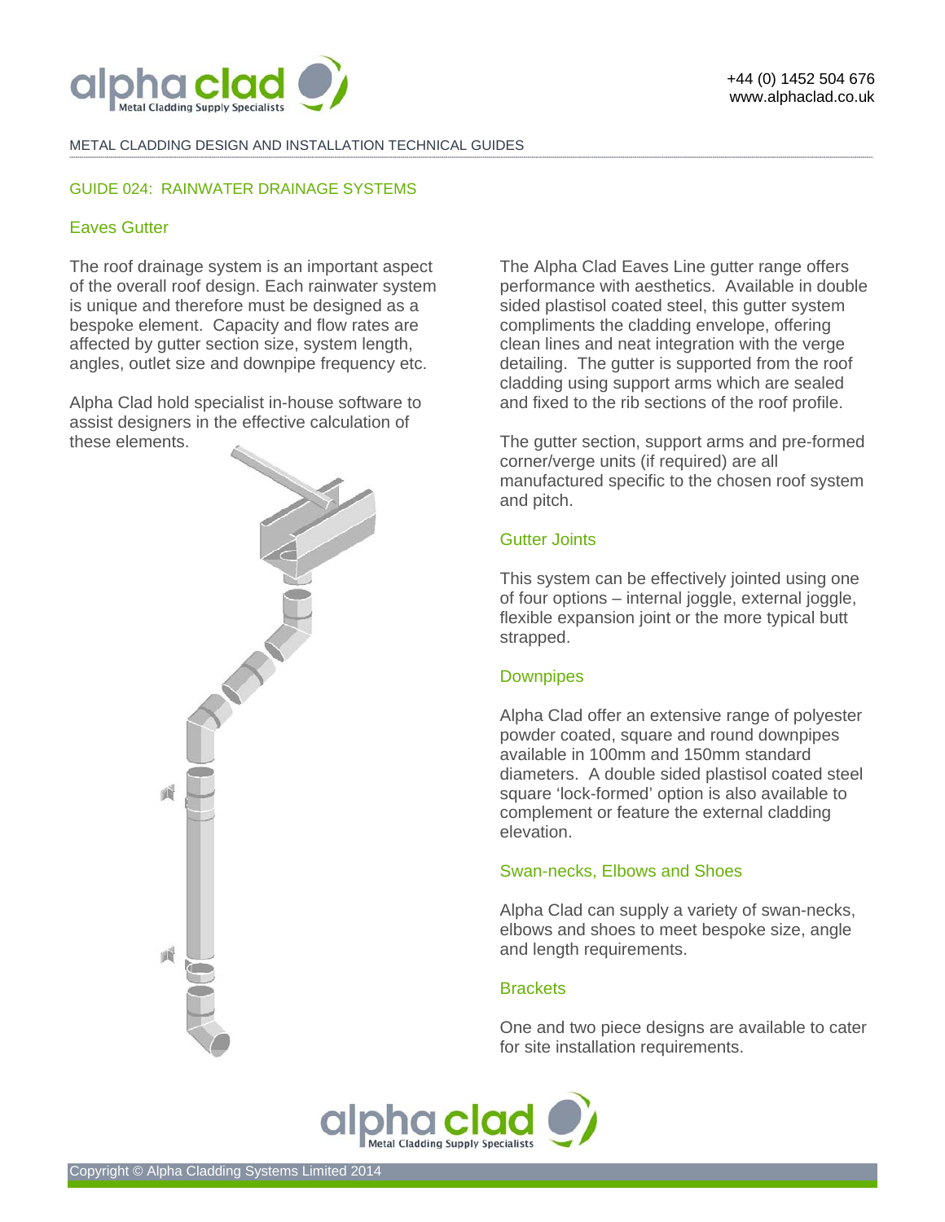METAL CLADDING DESIGN AND INSTALLATION TECHNICAL GUIDES

## GUIDE 024: RAINWATER DRAINAGE SYSTEMS

### Eaves Gutter

The roof drainage system is an important aspect of the overall roof design. Each rainwater system is unique and therefore must be designed as a bespoke element. Capacity and flow rates are affected by gutter section size, system length, angles, outlet size and downpipe frequency etc.

Alpha Clad hold specialist in-house software to assist designers in the effective calculation of these elements.

The Alpha Clad Eaves Line gutter range offers performance with aesthetics. Available in double sided plastisol coated steel, this gutter system compliments the cladding envelope, offering clean lines and neat integration with the verge detailing. The gutter is supported from the roof cladding using support arms which are sealed and fixed to the rib sections of the roof profile.

The gutter section, support arms and pre-formed corner/verge units (if required) are all manufactured specific to the chosen roof system and pitch.

### Gutter Joints

This system can be effectively jointed using one of four options – internal joggle, external joggle, flexible expansion joint or the more typical butt strapped.

### Downpipes

Alpha Clad offer an extensive range of polyester powder coated, square and round downpipes available in 100mm and 150mm standard diameters. A double sided plastisol coated steel square 'lock-formed' option is also available to complement or feature the external cladding elevation.

### Swan-necks, Elbows and Shoes

Alpha Clad can supply a variety of swan-necks, elbows and shoes to meet bespoke size, angle and length requirements.

### Brackets

One and two piece designs are available to cater for site installation requirements.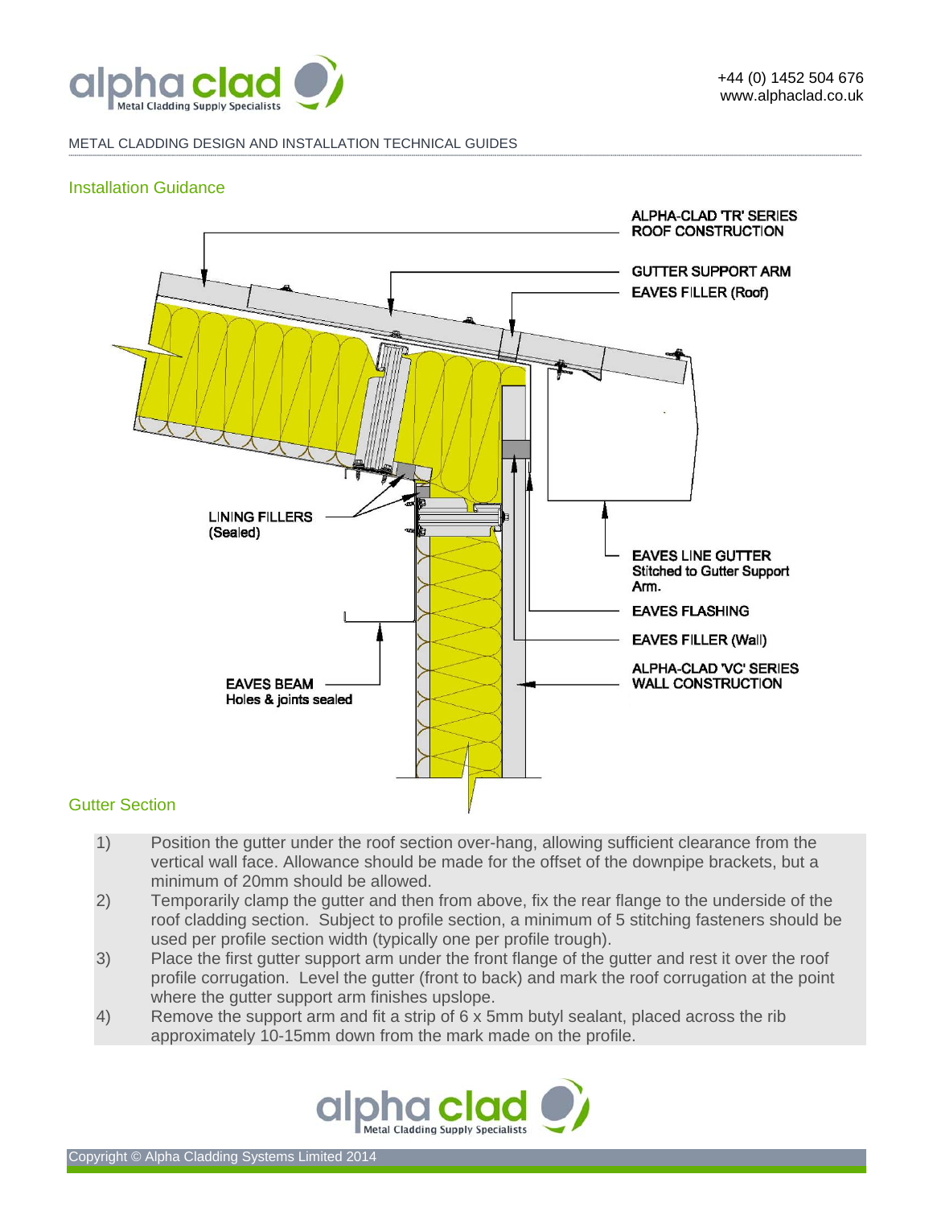METAL CLADDING DESIGN AND INSTALLATION TECHNICAL GUIDES

## Installation Guidance

ALPHA-CLAD 'TR' SERIES ROOF CONSTRUCTION

GUTTER SUPPORT ARM

EAVES FILLER (Roof)

LINING FILLERS (Sealed)

EAVES LINE GUTTER Stitched to Gutter Support Arm.

EAVES FLASHING

EAVES FILLER (Wall)

ALPHA-CLAD 'VC' SERIES WALL CONSTRUCTION

EAVES BEAM Holes & joints sealed

## Gutter Section

1) Position the gutter under the roof section over-hang, allowing sufficient clearance from the vertical wall face. Allowance should be made for the offset of the downpipe brackets, but a minimum of 20mm should be allowed.
2) Temporarily clamp the gutter and then from above, fix the rear flange to the underside of the roof cladding section. Subject to profile section, a minimum of 5 stitching fasteners should be used per profile section width (typically one per profile trough).
3) Place the first gutter support arm under the front flange of the gutter and rest it over the roof profile corrugation. Level the gutter (front to back) and mark the roof corrugation at the point where the gutter support arm finishes upslope.
4) Remove the support arm and fit a strip of 6 x 5mm butyl sealant, placed across the rib approximately 10-15mm down from the mark made on the profile.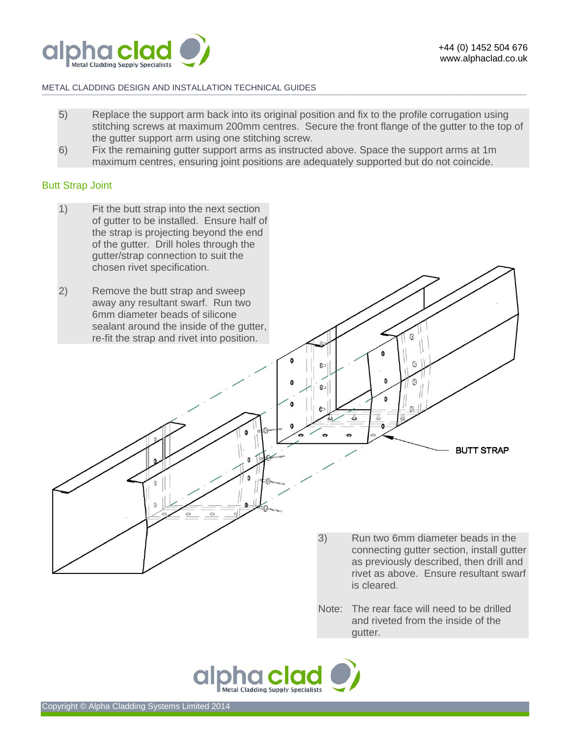5) Replace the support arm back into its original position and fix to the profile corrugation using stitching screws at maximum 200mm centres. Secure the front flange of the gutter to the top of the gutter support arm using one stitching screw.

6) Fix the remaining gutter support arms as instructed above. Space the support arms at 1m maximum centres, ensuring joint positions are adequately supported but do not coincide.

## Butt Strap Joint

1) Fit the butt strap into the next section of gutter to be installed. Ensure half of the strap is projecting beyond the end of the gutter. Drill holes through the gutter/strap connection to suit the chosen rivet specification.

2) Remove the butt strap and sweep away any resultant swarf. Run two 6mm diameter beads of silicone sealant around the inside of the gutter, re-fit the strap and rivet into position.

BUTT STRAP

3) Run two 6mm diameter beads in the connecting gutter section, install gutter as previously described, then drill and rivet as above. Ensure resultant swarf is cleared.

Note: The rear face will need to be drilled and riveted from the inside of the gutter.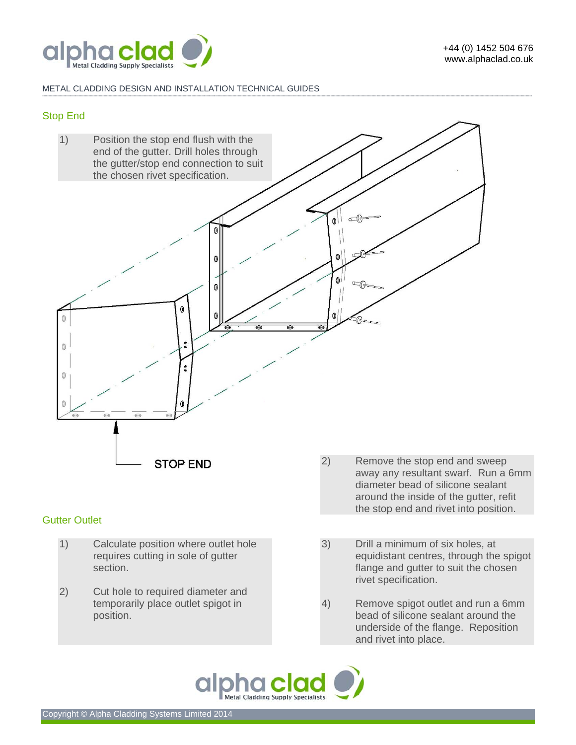METAL CLADDING DESIGN AND INSTALLATION TECHNICAL GUIDES

## Stop End

1) Position the stop end flush with the end of the gutter. Drill holes through the gutter/stop end connection to suit the chosen rivet specification.

STOP END

2) Remove the stop end and sweep away any resultant swarf. Run a 6mm diameter bead of silicone sealant around the inside of the gutter, refit the stop end and rivet into position.

## Gutter Outlet

1) Calculate position where outlet hole requires cutting in sole of gutter section.

2) Cut hole to required diameter and temporarily place outlet spigot in position.

3) Drill a minimum of six holes, at equidistant centres, through the spigot flange and gutter to suit the chosen rivet specification.

4) Remove spigot outlet and run a 6mm bead of silicone sealant around the underside of the flange. Reposition and rivet into place.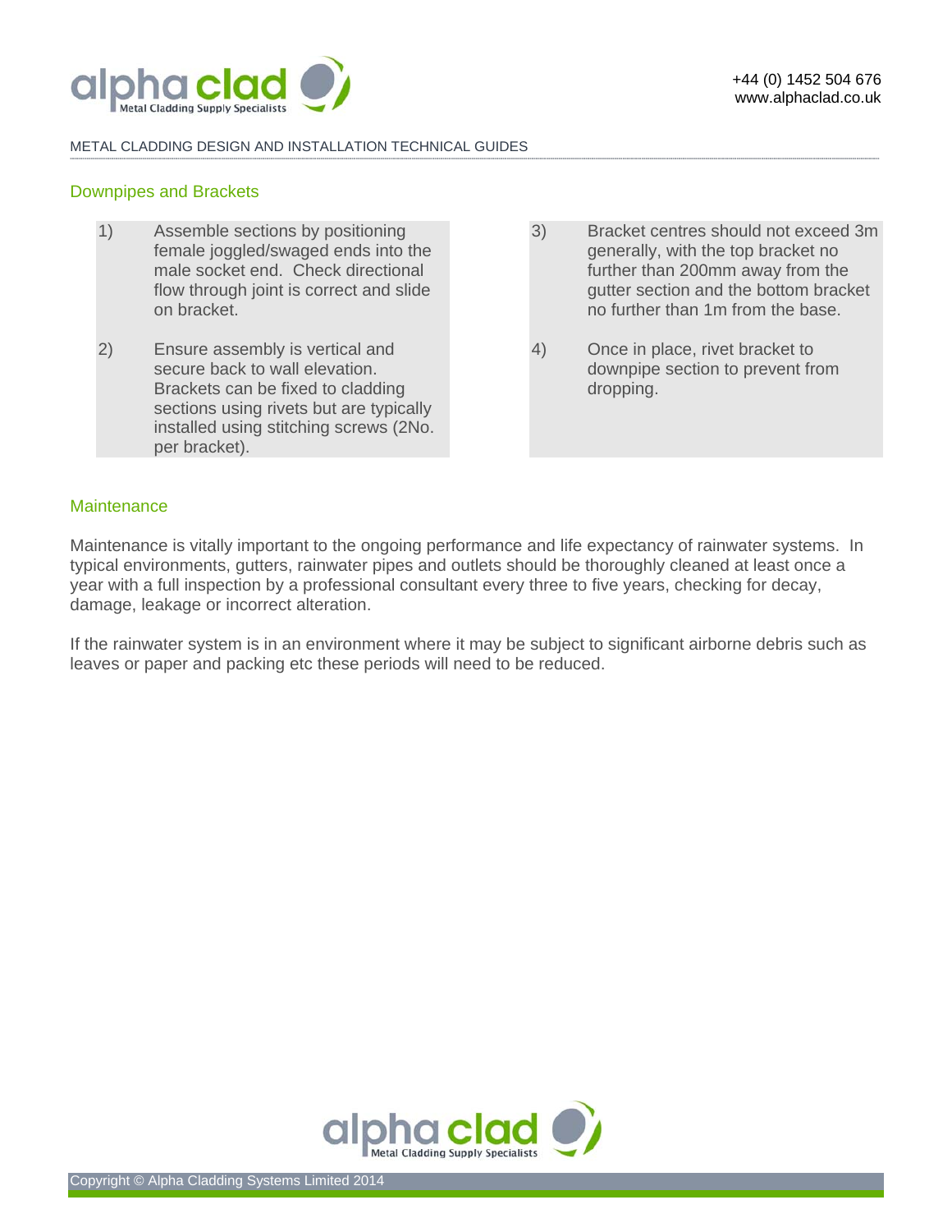## Downpipes and Brackets

1) Assemble sections by positioning female joggled/swaged ends into the male socket end. Check directional flow through joint is correct and slide on bracket.

2) Ensure assembly is vertical and secure back to wall elevation. Brackets can be fixed to cladding sections using rivets but are typically installed using stitching screws (2No. per bracket).

3) Bracket centres should not exceed 3m generally, with the top bracket no further than 200mm away from the gutter section and the bottom bracket no further than 1m from the base.

4) Once in place, rivet bracket to downpipe section to prevent from dropping.

## Maintenance

Maintenance is vitally important to the ongoing performance and life expectancy of rainwater systems. In typical environments, gutters, rainwater pipes and outlets should be thoroughly cleaned at least once a year with a full inspection by a professional consultant every three to five years, checking for decay, damage, leakage or incorrect alteration.

If the rainwater system is in an environment where it may be subject to significant airborne debris such as leaves or paper and packing etc these periods will need to be reduced.